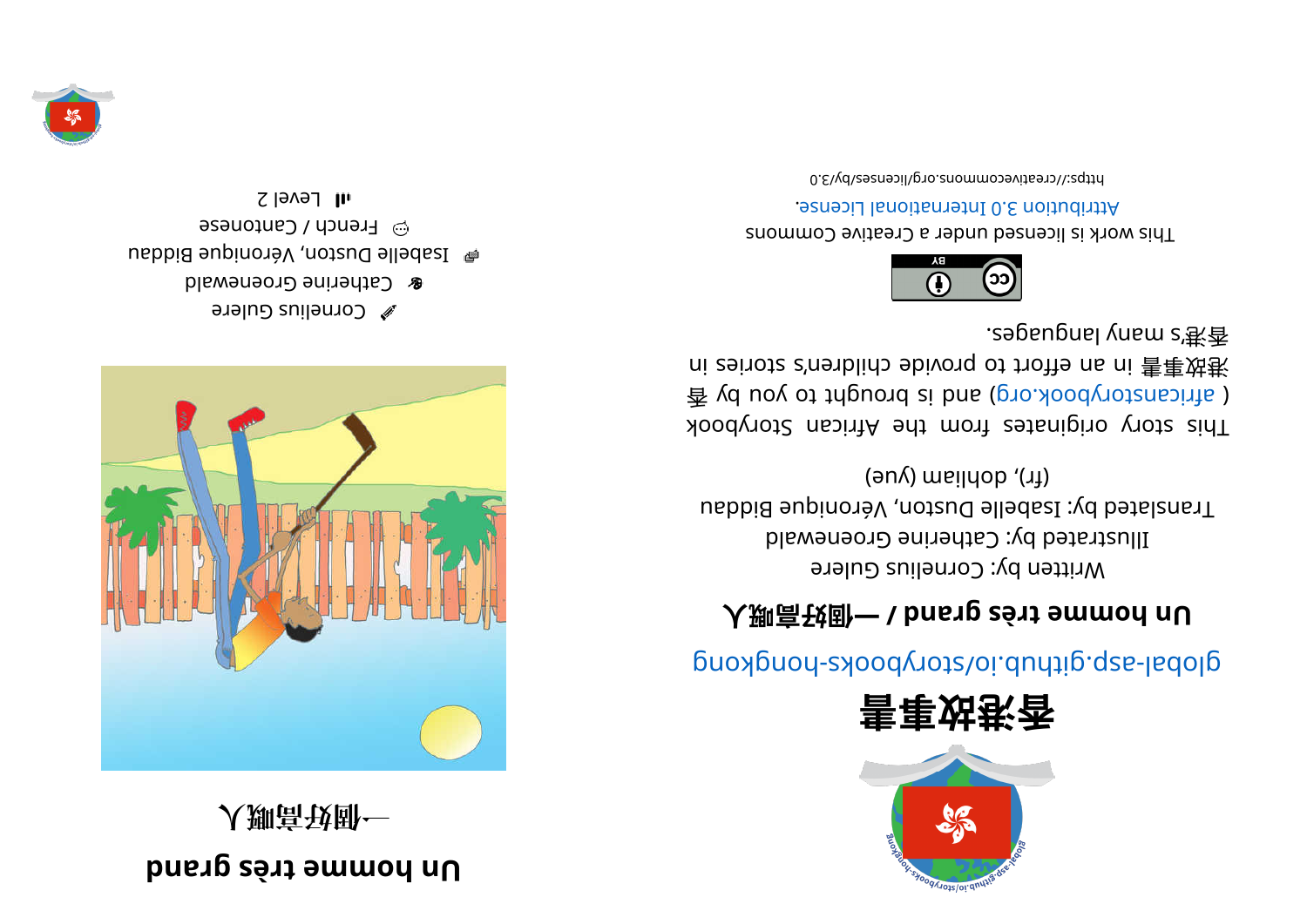# 香港故事書

global-asp.github.io/storybooks-hongkong

## Un homme très grand / 一個好高嘅人

Written by: Cornelius Gulere

Illustrated by: Catherine Groenewald

Translated by: Isabelle Duston, Véronique Biddau (fr), dohliam (yue)

This story originates from the African Storybook ( africanstorybook.org) and is brought to you by 香港故事書 in an effort to provide children's stories in 香港's many languages.

This work is licensed under a Creative Commons Attribution 3.0 International License.

https://creativecommons.org/licenses/by/3.0

# Un homme très grand

# 一個好高嘅人

Cornelius Gulere

Catherine Groenewald

Isabelle Duston, Véronique Biddau

French / Cantonese

Level 2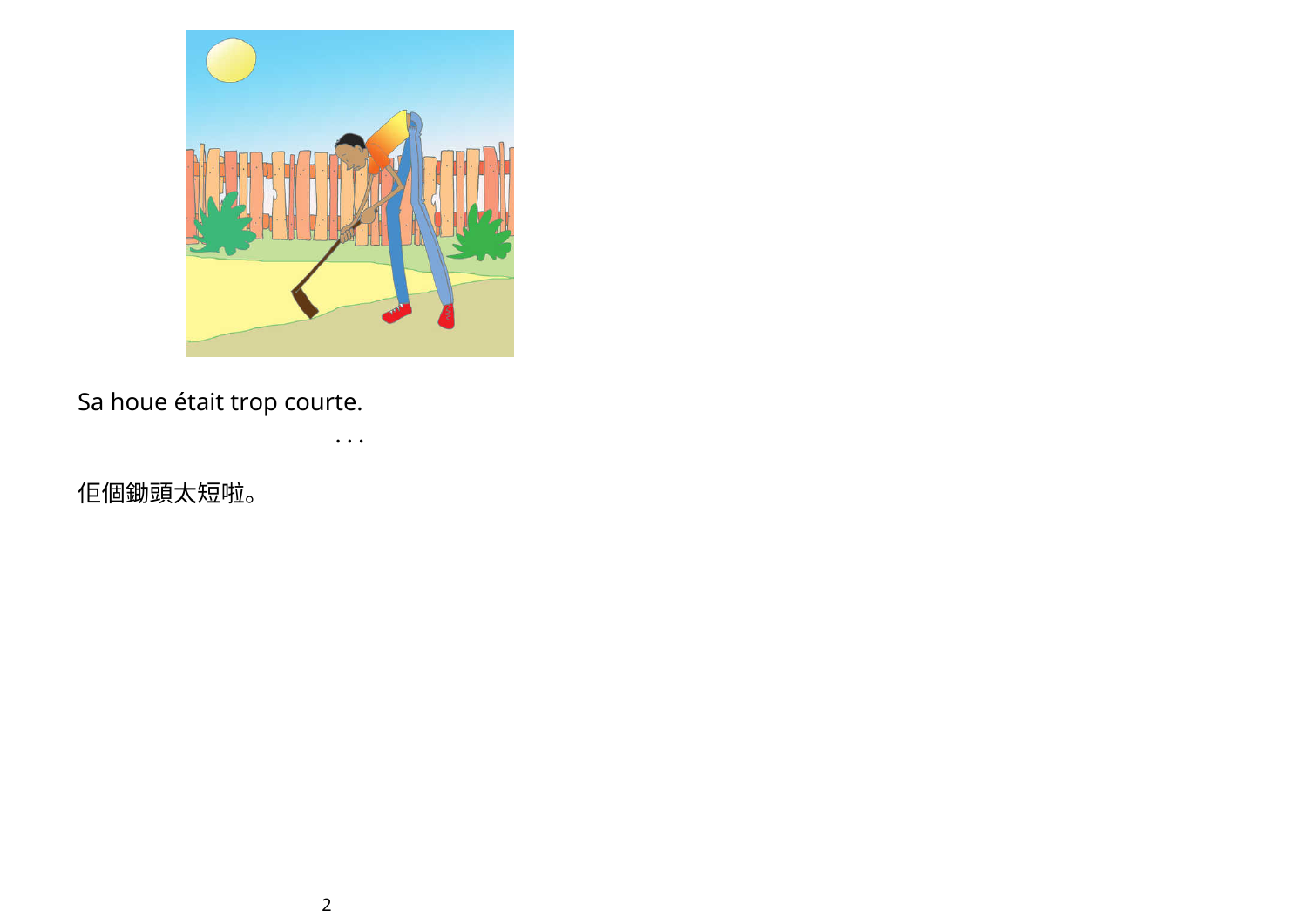Sa houe était trop courte.

. . .

佢個鋤頭太短啦。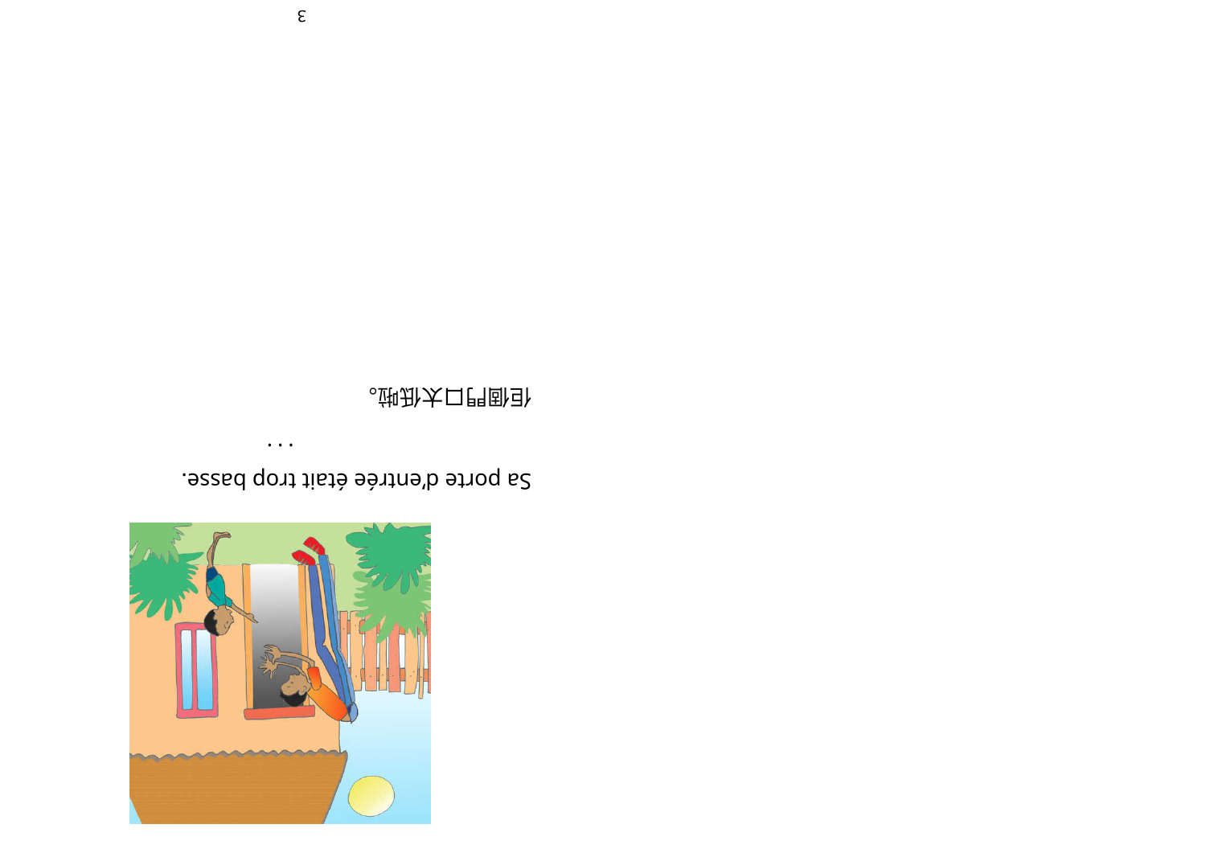Sa porte d'entrée était trop basse.

. . .

佢個門口太低啦。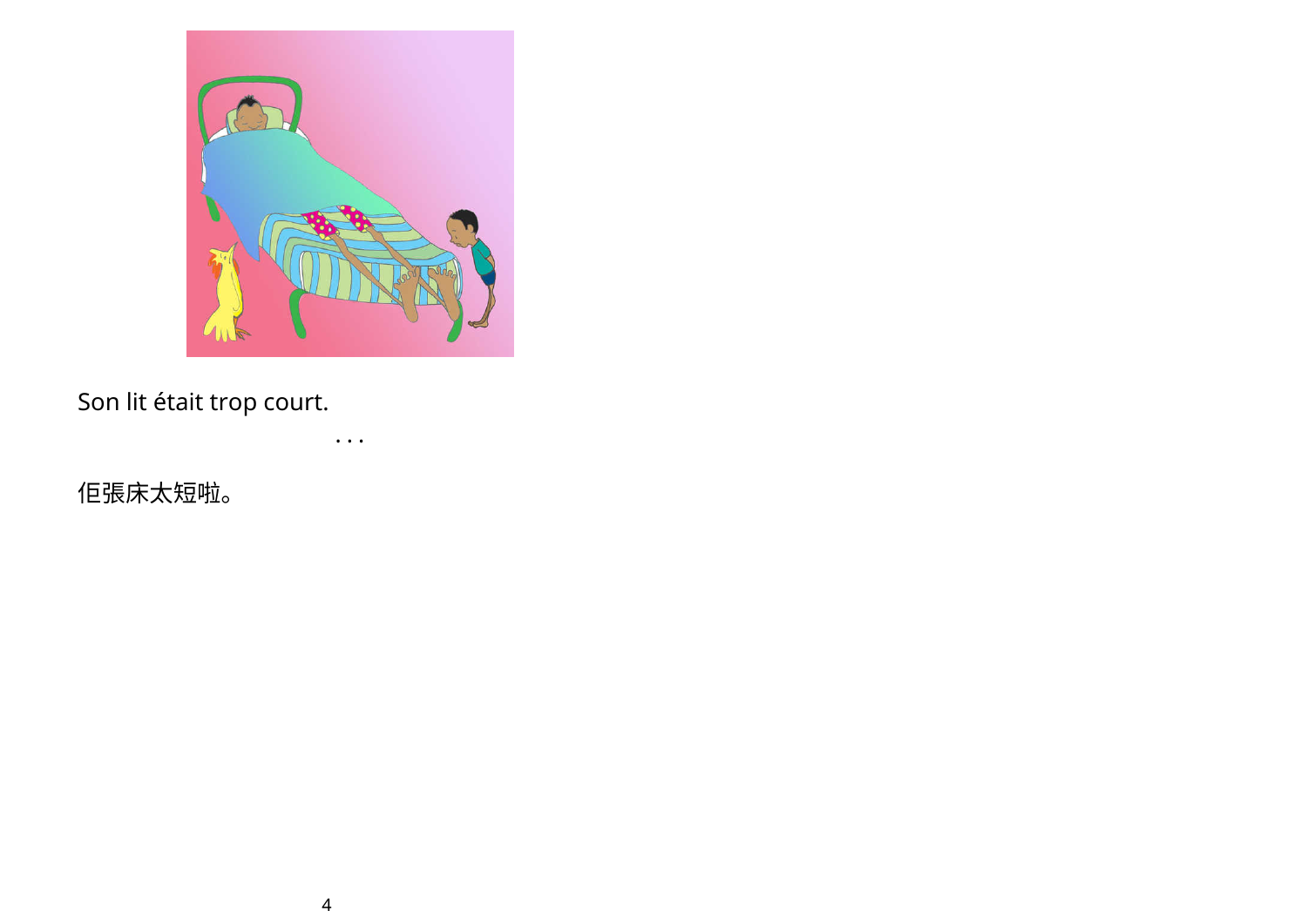Son lit était trop court.

. . .

佢張床太短啦。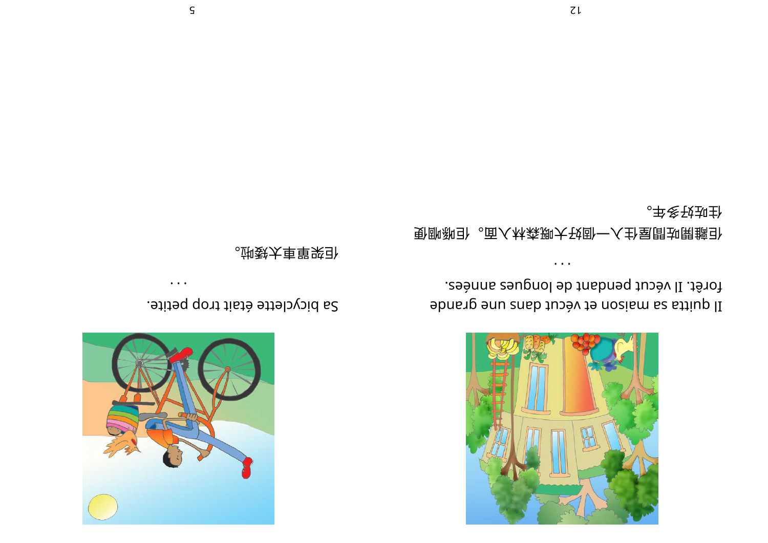Il quitta sa maison et vécut dans une grande forêt. Il vécut pendant de longues années.

. . .

佢離開咗間屋住入一個好大嘅森林入面。佢喺嗰便住咗好多年。

Sa bicyclette était trop petite.

. . .

佢架單車太矮啦。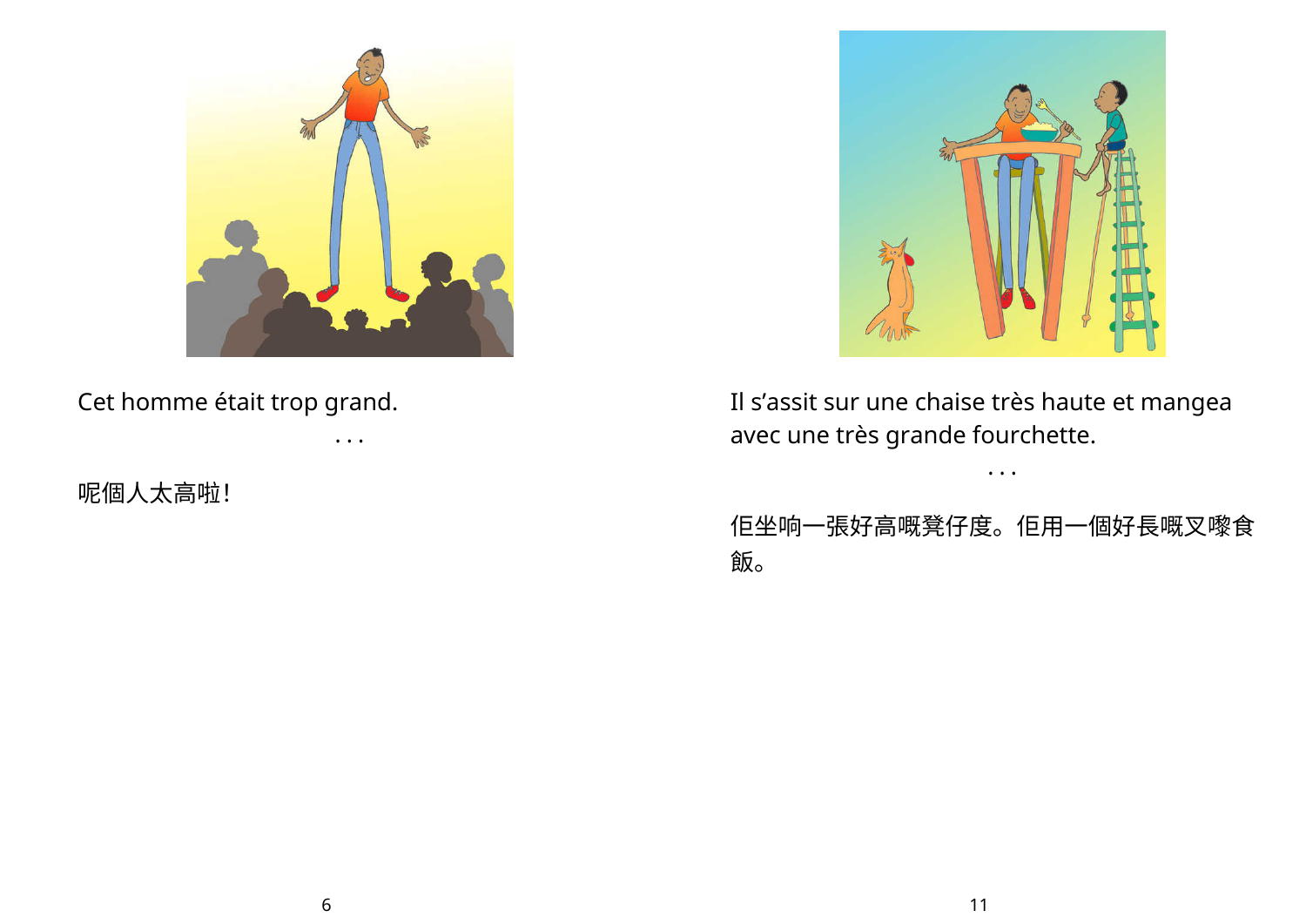Cet homme était trop grand.

...

呢個人太高啦!

Il s’assit sur une chaise très haute et mangea avec une très grande fourchette.

...

佢坐响一張好高嘅凳仔度。佢用一個好長嘅叉嚟食飯。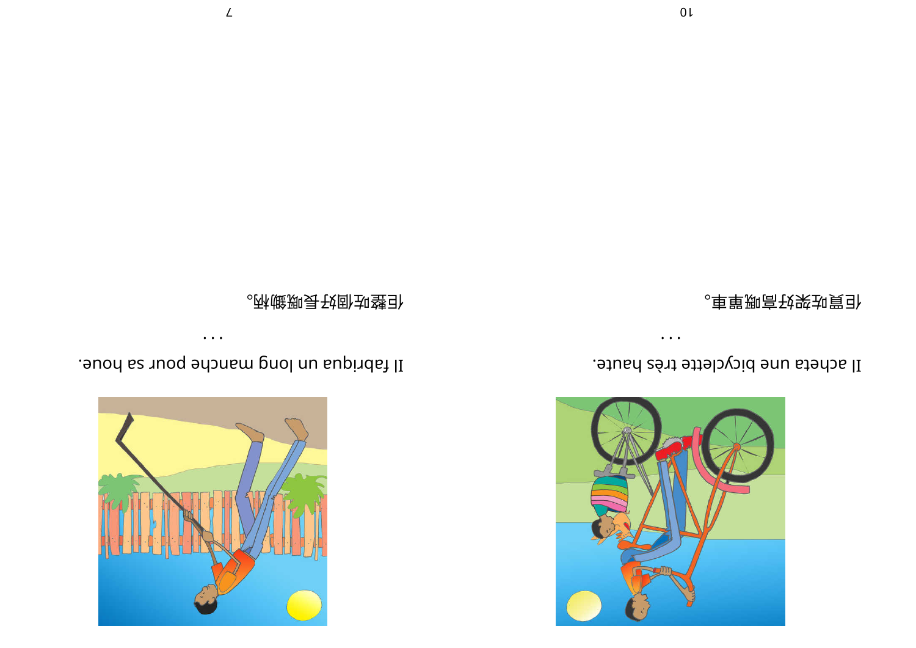Il fabriqua un long manche pour sa houe.

. . .

佢整咗個好長嘅鋤柄。

Il acheta une bicyclette très haute.

. . .

佢買咗架好高嘅單車。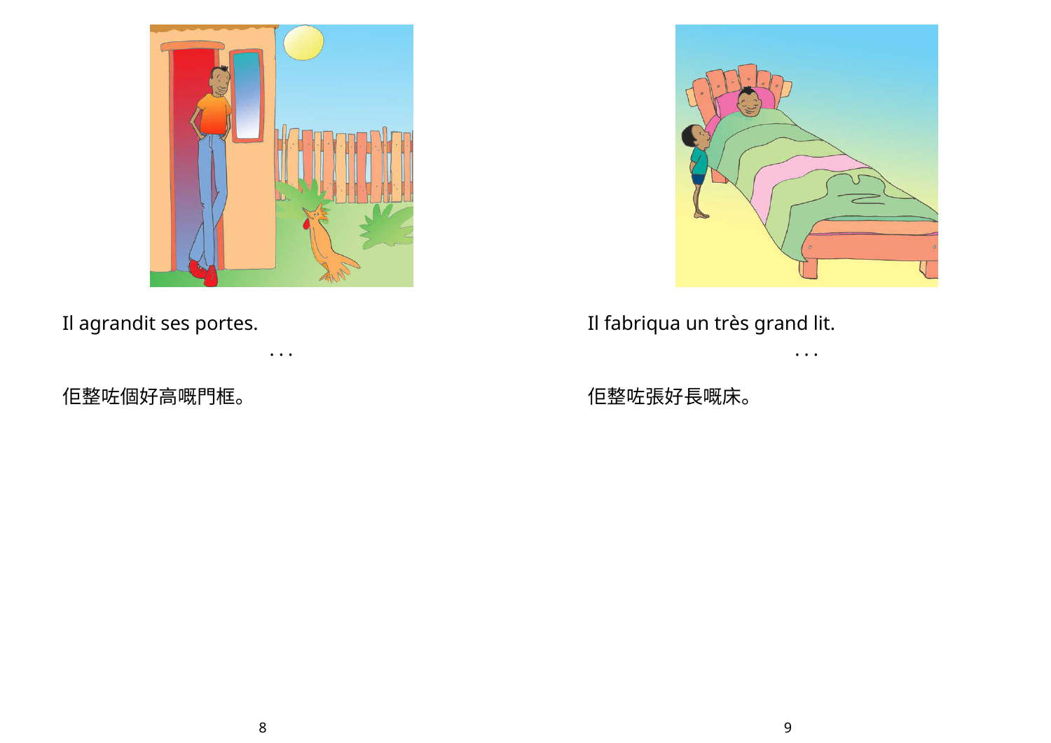Il agrandit ses portes.

. . .

佢整咗個好高嘅門框。

Il fabriqua un très grand lit.

. . .

佢整咗張好長嘅床。